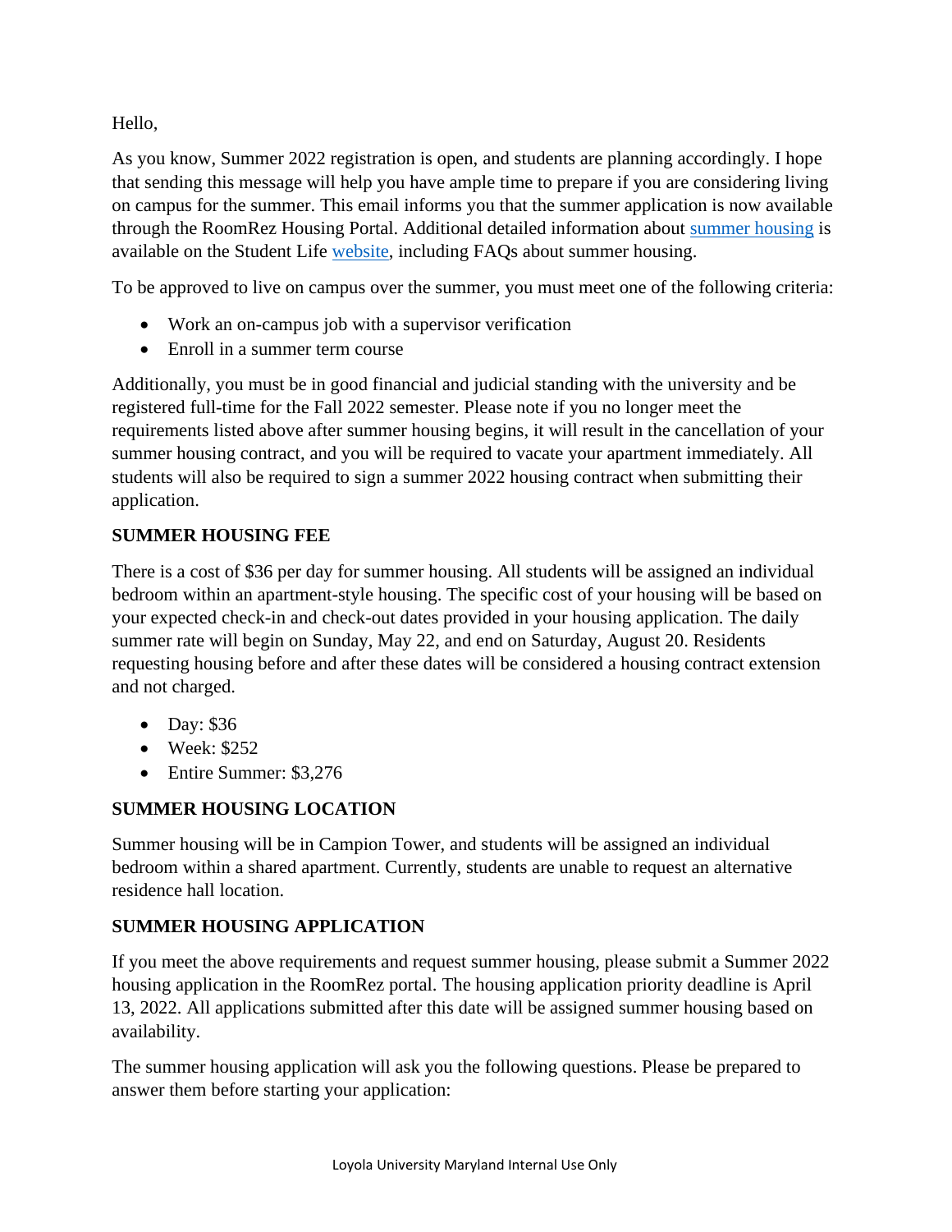Hello,

As you know, Summer 2022 registration is open, and students are planning accordingly. I hope that sending this message will help you have ample time to prepare if you are considering living on campus for the summer. This email informs you that the summer application is now available through the RoomRez Housing Portal. Additional detailed information about [summer housing]() is available on the Student Life [website](), including FAQs about summer housing.

To be approved to live on campus over the summer, you must meet one of the following criteria:

- Work an on-campus job with a supervisor verification
- Enroll in a summer term course

Additionally, you must be in good financial and judicial standing with the university and be registered full-time for the Fall 2022 semester. Please note if you no longer meet the requirements listed above after summer housing begins, it will result in the cancellation of your summer housing contract, and you will be required to vacate your apartment immediately. All students will also be required to sign a summer 2022 housing contract when submitting their application.

**SUMMER HOUSING FEE**

There is a cost of $36 per day for summer housing. All students will be assigned an individual bedroom within an apartment-style housing. The specific cost of your housing will be based on your expected check-in and check-out dates provided in your housing application. The daily summer rate will begin on Sunday, May 22, and end on Saturday, August 20. Residents requesting housing before and after these dates will be considered a housing contract extension and not charged.

- Day: $36
- Week: $252
- Entire Summer: $3,276

**SUMMER HOUSING LOCATION**

Summer housing will be in Campion Tower, and students will be assigned an individual bedroom within a shared apartment. Currently, students are unable to request an alternative residence hall location.

**SUMMER HOUSING APPLICATION**

If you meet the above requirements and request summer housing, please submit a Summer 2022 housing application in the RoomRez portal. The housing application priority deadline is April 13, 2022. All applications submitted after this date will be assigned summer housing based on availability.

The summer housing application will ask you the following questions. Please be prepared to answer them before starting your application: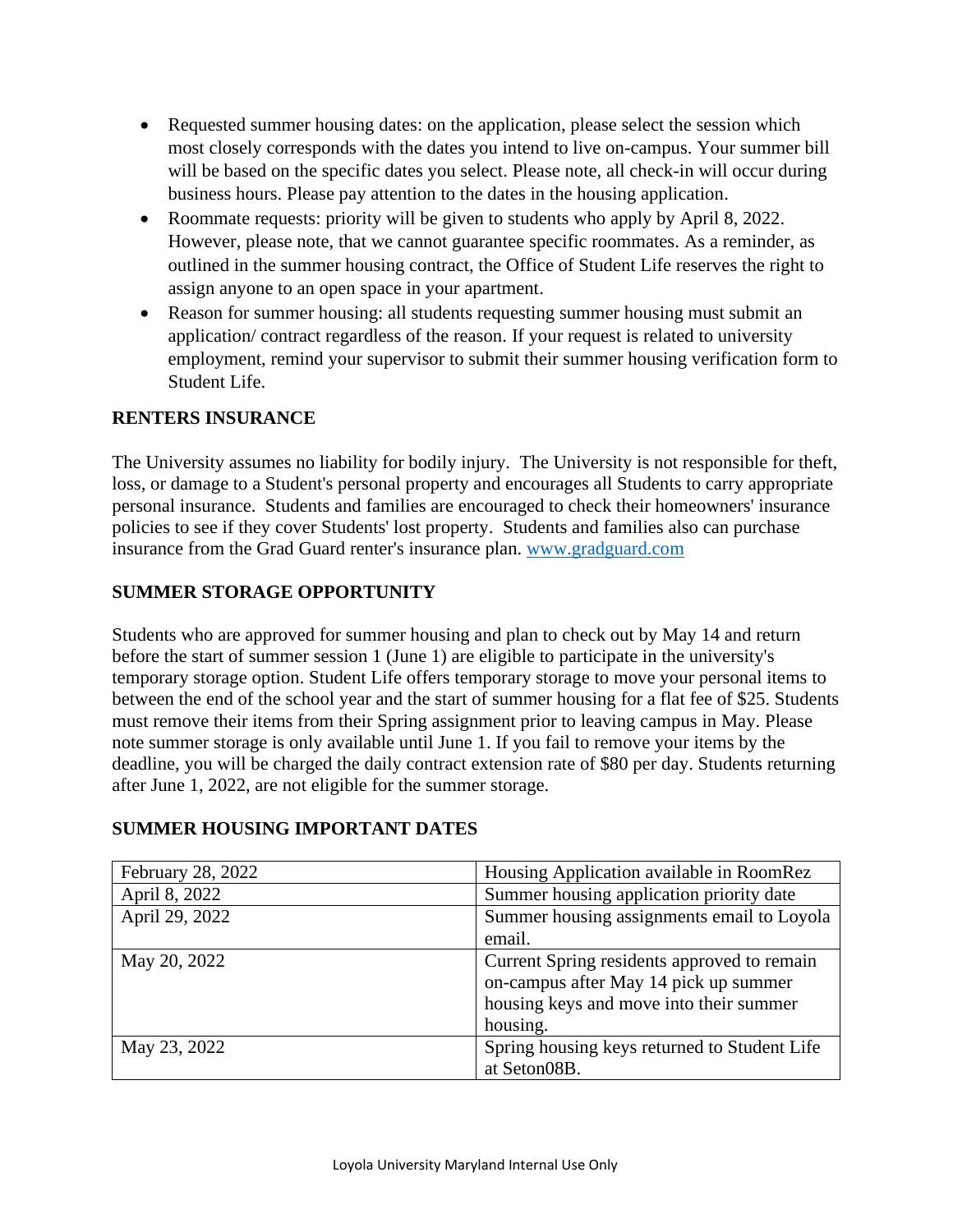- Requested summer housing dates: on the application, please select the session which most closely corresponds with the dates you intend to live on-campus. Your summer bill will be based on the specific dates you select. Please note, all check-in will occur during business hours. Please pay attention to the dates in the housing application.
- Roommate requests: priority will be given to students who apply by April 8, 2022. However, please note, that we cannot guarantee specific roommates. As a reminder, as outlined in the summer housing contract, the Office of Student Life reserves the right to assign anyone to an open space in your apartment.
- Reason for summer housing: all students requesting summer housing must submit an application/ contract regardless of the reason. If your request is related to university employment, remind your supervisor to submit their summer housing verification form to Student Life.

**RENTERS INSURANCE**

The University assumes no liability for bodily injury. The University is not responsible for theft, loss, or damage to a Student's personal property and encourages all Students to carry appropriate personal insurance. Students and families are encouraged to check their homeowners' insurance policies to see if they cover Students' lost property. Students and families also can purchase insurance from the Grad Guard renter's insurance plan. [www.gradguard.com](www.gradguard.com)

**SUMMER STORAGE OPPORTUNITY**

Students who are approved for summer housing and plan to check out by May 14 and return before the start of summer session 1 (June 1) are eligible to participate in the university's temporary storage option. Student Life offers temporary storage to move your personal items to between the end of the school year and the start of summer housing for a flat fee of $25. Students must remove their items from their Spring assignment prior to leaving campus in May. Please note summer storage is only available until June 1. If you fail to remove your items by the deadline, you will be charged the daily contract extension rate of $80 per day. Students returning after June 1, 2022, are not eligible for the summer storage.

**SUMMER HOUSING IMPORTANT DATES**

| | |
|---|---|
| February 28, 2022 | Housing Application available in RoomRez |
| April 8, 2022 | Summer housing application priority date |
| April 29, 2022 | Summer housing assignments email to Loyola email. |
| May 20, 2022 | Current Spring residents approved to remain on-campus after May 14 pick up summer housing keys and move into their summer housing. |
| May 23, 2022 | Spring housing keys returned to Student Life at Seton08B. |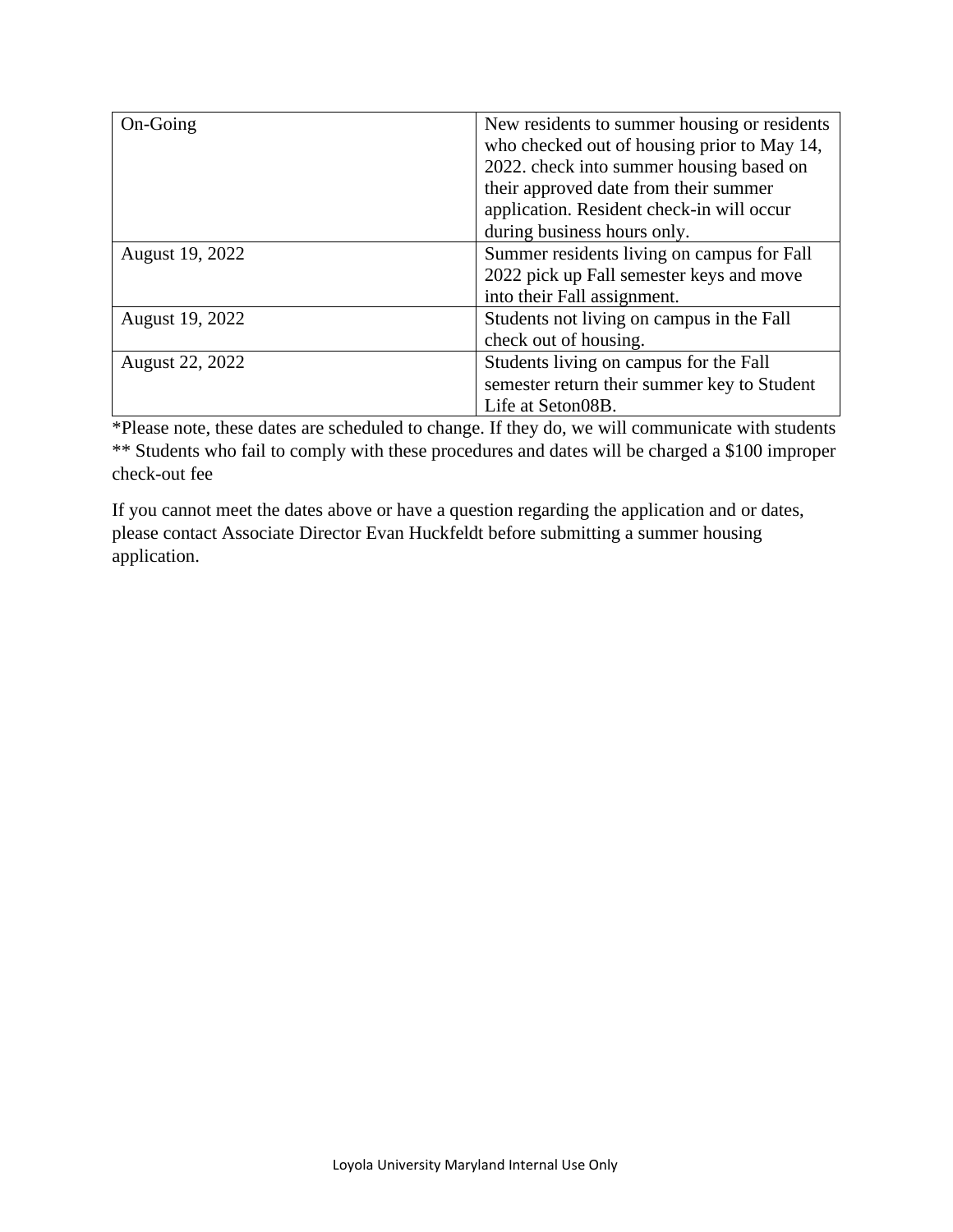| | |
|---|---|
| On-Going | New residents to summer housing or residents who checked out of housing prior to May 14, 2022. check into summer housing based on their approved date from their summer application. Resident check-in will occur during business hours only. |
| August 19, 2022 | Summer residents living on campus for Fall 2022 pick up Fall semester keys and move into their Fall assignment. |
| August 19, 2022 | Students not living on campus in the Fall check out of housing. |
| August 22, 2022 | Students living on campus for the Fall semester return their summer key to Student Life at Seton08B. |

*Please note, these dates are scheduled to change. If they do, we will communicate with students
** Students who fail to comply with these procedures and dates will be charged a $100 improper check-out fee

If you cannot meet the dates above or have a question regarding the application and or dates, please contact Associate Director Evan Huckfeldt before submitting a summer housing application.

Loyola University Maryland Internal Use Only